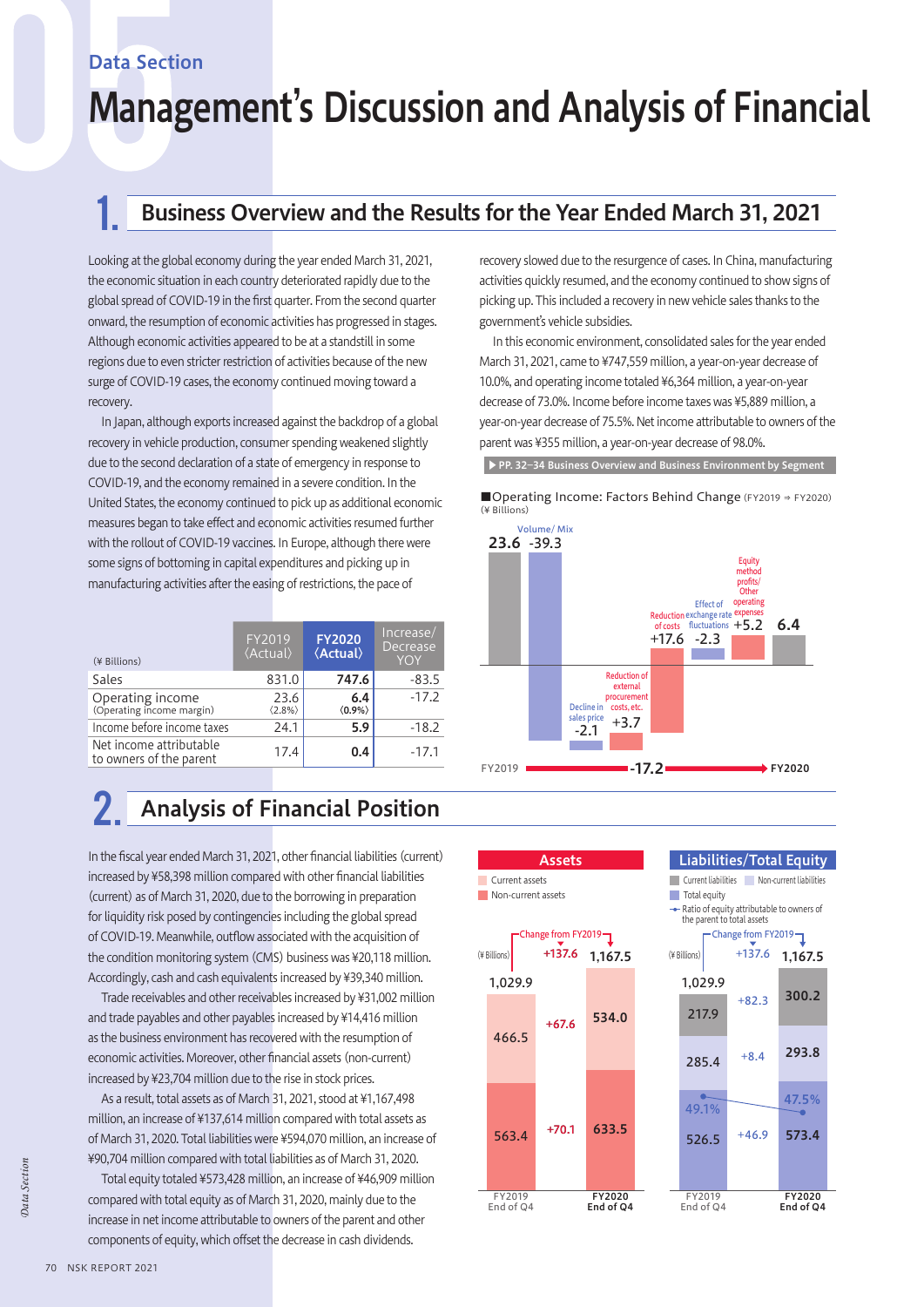Data Section

# Management's Discussion and Analysis of Financial

## 1. Business Overview and the Results for the Year Ended March 31, 2021

Looking at the global economy during the year ended March 31, 2021, the economic situation in each country deteriorated rapidly due to the global spread of COVID-19 in the first quarter. From the second quarter onward, the resumption of economic activities has progressed in stages. Although economic activities appeared to be at a standstill in some regions due to even stricter restriction of activities because of the new surge of COVID-19 cases, the economy continued moving toward a recovery.

In Japan, although exports increased against the backdrop of a global recovery in vehicle production, consumer spending weakened slightly due to the second declaration of a state of emergency in response to COVID-19, and the economy remained in a severe condition. In the United States, the economy continued to pick up as additional economic measures began to take effect and economic activities resumed further with the rollout of COVID-19 vaccines. In Europe, although there were some signs of bottoming in capital expenditures and picking up in manufacturing activities after the easing of restrictions, the pace of recovery slowed due to the resurgence of cases. In China, manufacturing activities quickly resumed, and the economy continued to show signs of picking up. This included a recovery in new vehicle sales thanks to the government's vehicle subsidies.

In this economic environment, consolidated sales for the year ended March 31, 2021, came to ¥747,559 million, a year-on-year decrease of 10.0%, and operating income totaled ¥6,364 million, a year-on-year decrease of 73.0%. Income before income taxes was ¥5,889 million, a year-on-year decrease of 75.5%. Net income attributable to owners of the parent was ¥355 million, a year-on-year decrease of 98.0%.

▶ PP. 32–34 Business Overview and Business Environment by Segment

| (¥ Billions) | FY2019 (Actual) | FY2020 (Actual) | Increase/ Decrease YOY |
|---|---|---|---|
| Sales | 831.0 | **747.6** | -83.5 |
| Operating income (Operating income margin) | 23.6 (2.8%) | **6.4** (0.9%) | -17.2 |
| Income before income taxes | 24.1 | **5.9** | -18.2 |
| Net income attributable to owners of the parent | 17.4 | **0.4** | -17.1 |

■Operating Income: Factors Behind Change (FY2019 ⇒ FY2020)
(¥ Billions)

| Item | Amount |
|---|---|
| FY2019 | 23.6 |
| Volume/ Mix | -39.3 |
| Decline in sales price | -2.1 |
| Reduction of external procurement costs, etc. | +3.7 |
| Reduction of costs | +17.6 |
| Effect of exchange rate fluctuations | -2.3 |
| Equity method profits/ Other operating expenses | +5.2 |
| FY2020 | 6.4 |

FY2019 → -17.2 → FY2020

## 2. Analysis of Financial Position

In the fiscal year ended March 31, 2021, other financial liabilities (current) increased by ¥58,398 million compared with other financial liabilities (current) as of March 31, 2020, due to the borrowing in preparation for liquidity risk posed by contingencies including the global spread of COVID-19. Meanwhile, outflow associated with the acquisition of the condition monitoring system (CMS) business was ¥20,118 million. Accordingly, cash and cash equivalents increased by ¥39,340 million.

Trade receivables and other receivables increased by ¥31,002 million and trade payables and other payables increased by ¥14,416 million as the business environment has recovered with the resumption of economic activities. Moreover, other financial assets (non-current) increased by ¥23,704 million due to the rise in stock prices.

As a result, total assets as of March 31, 2021, stood at ¥1,167,498 million, an increase of ¥137,614 million compared with total assets as of March 31, 2020. Total liabilities were ¥594,070 million, an increase of ¥90,704 million compared with total liabilities as of March 31, 2020.

Total equity totaled ¥573,428 million, an increase of ¥46,909 million compared with total equity as of March 31, 2020, mainly due to the increase in net income attributable to owners of the parent and other components of equity, which offset the decrease in cash dividends.

**Assets** (¥ Billions)

| | FY2019 End of Q4 | Change from FY2019 | FY2020 End of Q4 |
|---|---|---|---|
| Current assets | 466.5 | +67.6 | 534.0 |
| Non-current assets | 563.4 | +70.1 | 633.5 |
| Total | 1,029.9 | +137.6 | 1,167.5 |

**Liabilities/Total Equity** (¥ Billions)

| | FY2019 End of Q4 | Change from FY2019 | FY2020 End of Q4 |
|---|---|---|---|
| Current liabilities | 217.9 | +82.3 | 300.2 |
| Non-current liabilities | 285.4 | +8.4 | 293.8 |
| Total equity | 526.5 | +46.9 | 573.4 |
| Total | 1,029.9 | +137.6 | 1,167.5 |
| Ratio of equity attributable to owners of the parent to total assets | 49.1% | | 47.5% |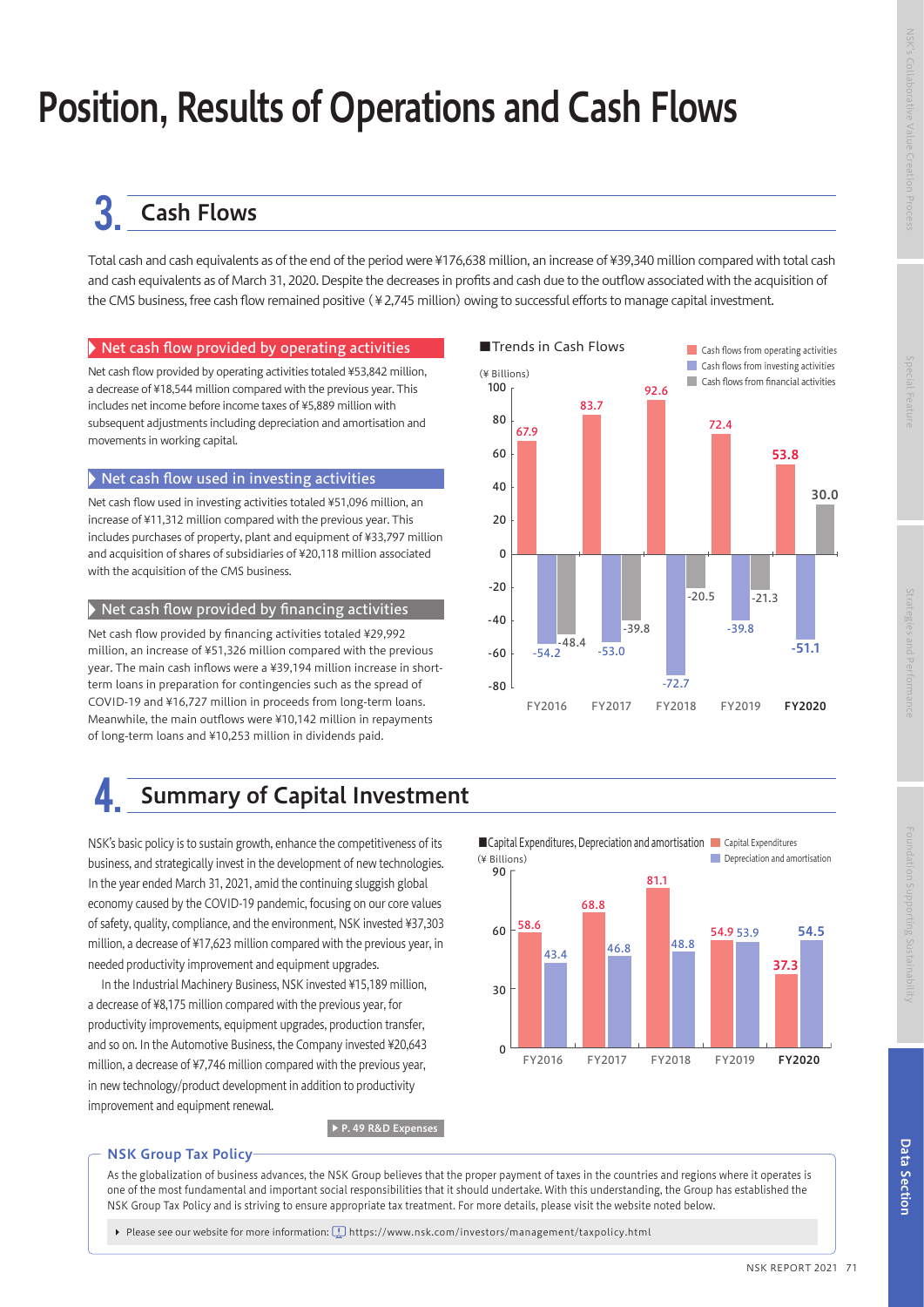# Position, Results of Operations and Cash Flows

## 3. Cash Flows

Total cash and cash equivalents as of the end of the period were ¥176,638 million, an increase of ¥39,340 million compared with total cash and cash equivalents as of March 31, 2020. Despite the decreases in profits and cash due to the outflow associated with the acquisition of the CMS business, free cash flow remained positive (¥2,745 million) owing to successful efforts to manage capital investment.

### Net cash flow provided by operating activities

Net cash flow provided by operating activities totaled ¥53,842 million, a decrease of ¥18,544 million compared with the previous year. This includes net income before income taxes of ¥5,889 million with subsequent adjustments including depreciation and amortisation and movements in working capital.

### Net cash flow used in investing activities

Net cash flow used in investing activities totaled ¥51,096 million, an increase of ¥11,312 million compared with the previous year. This includes purchases of property, plant and equipment of ¥33,797 million and acquisition of shares of subsidiaries of ¥20,118 million associated with the acquisition of the CMS business.

### Net cash flow provided by financing activities

Net cash flow provided by financing activities totaled ¥29,992 million, an increase of ¥51,326 million compared with the previous year. The main cash inflows were a ¥39,194 million increase in short-term loans in preparation for contingencies such as the spread of COVID-19 and ¥16,727 million in proceeds from long-term loans. Meanwhile, the main outflows were ¥10,142 million in repayments of long-term loans and ¥10,253 million in dividends paid.

■Trends in Cash Flows

(¥ Billions)

Cash flows from operating activities
Cash flows from investing activities
Cash flows from financial activities

FY2016: 67.9, -54.2, -48.4
FY2017: 83.7, -53.0, -39.8
FY2018: 92.6, -72.7, -20.5
FY2019: 72.4, -39.8, -21.3
FY2020: 53.8, -51.1, 30.0

## 4. Summary of Capital Investment

NSK's basic policy is to sustain growth, enhance the competitiveness of its business, and strategically invest in the development of new technologies. In the year ended March 31, 2021, amid the continuing sluggish global economy caused by the COVID-19 pandemic, focusing on our core values of safety, quality, compliance, and the environment, NSK invested ¥37,303 million, a decrease of ¥17,623 million compared with the previous year, in needed productivity improvement and equipment upgrades.

In the Industrial Machinery Business, NSK invested ¥15,189 million, a decrease of ¥8,175 million compared with the previous year, for productivity improvements, equipment upgrades, production transfer, and so on. In the Automotive Business, the Company invested ¥20,643 million, a decrease of ¥7,746 million compared with the previous year, in new technology/product development in addition to productivity improvement and equipment renewal.

▶ P. 49 R&D Expenses

■Capital Expenditures, Depreciation and amortisation

(¥ Billions)

Capital Expenditures
Depreciation and amortisation

FY2016: 58.6, 43.4
FY2017: 68.8, 46.8
FY2018: 81.1, 48.8
FY2019: 54.9, 53.9
FY2020: 37.3, 54.5

### NSK Group Tax Policy

As the globalization of business advances, the NSK Group believes that the proper payment of taxes in the countries and regions where it operates is one of the most fundamental and important social responsibilities that it should undertake. With this understanding, the Group has established the NSK Group Tax Policy and is striving to ensure appropriate tax treatment. For more details, please visit the website noted below.

▶ Please see our website for more information: https://www.nsk.com/investors/management/taxpolicy.html